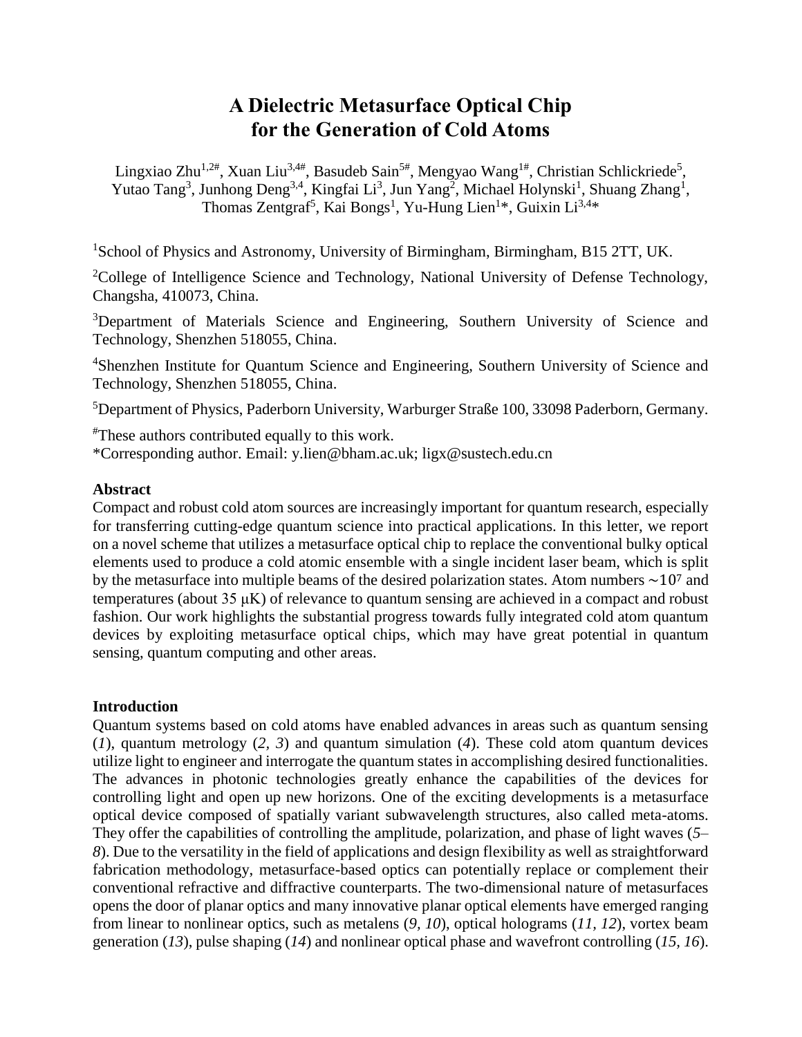# A Dielectric Metasurface Optical Chip for the Generation of Cold Atoms

Lingxiao Zhu[1,2#], Xuan Liu[3,4#], Basudeb Sain[5#], Mengyao Wang[1#], Christian Schlickriede[5], Yutao Tang[3], Junhong Deng[3,4], Kingfai Li[3], Jun Yang[2], Michael Holynski[1], Shuang Zhang[1], Thomas Zentgraf[5], Kai Bongs[1], Yu-Hung Lien[1]*, Guixin Li[3,4]*

[1]School of Physics and Astronomy, University of Birmingham, Birmingham, B15 2TT, UK.

[2]College of Intelligence Science and Technology, National University of Defense Technology, Changsha, 410073, China.

[3]Department of Materials Science and Engineering, Southern University of Science and Technology, Shenzhen 518055, China.

[4]Shenzhen Institute for Quantum Science and Engineering, Southern University of Science and Technology, Shenzhen 518055, China.

[5]Department of Physics, Paderborn University, Warburger Straße 100, 33098 Paderborn, Germany.

[#]These authors contributed equally to this work.
*Corresponding author. Email: y.lien@bham.ac.uk; ligx@sustech.edu.cn

### Abstract

Compact and robust cold atom sources are increasingly important for quantum research, especially for transferring cutting-edge quantum science into practical applications. In this letter, we report on a novel scheme that utilizes a metasurface optical chip to replace the conventional bulky optical elements used to produce a cold atomic ensemble with a single incident laser beam, which is split by the metasurface into multiple beams of the desired polarization states. Atom numbers $\sim 10^7$ and temperatures (about 35 μK) of relevance to quantum sensing are achieved in a compact and robust fashion. Our work highlights the substantial progress towards fully integrated cold atom quantum devices by exploiting metasurface optical chips, which may have great potential in quantum sensing, quantum computing and other areas.

### Introduction

Quantum systems based on cold atoms have enabled advances in areas such as quantum sensing (*1*), quantum metrology (*2, 3*) and quantum simulation (*4*). These cold atom quantum devices utilize light to engineer and interrogate the quantum states in accomplishing desired functionalities. The advances in photonic technologies greatly enhance the capabilities of the devices for controlling light and open up new horizons. One of the exciting developments is a metasurface optical device composed of spatially variant subwavelength structures, also called meta-atoms. They offer the capabilities of controlling the amplitude, polarization, and phase of light waves (*5*–*8*). Due to the versatility in the field of applications and design flexibility as well as straightforward fabrication methodology, metasurface-based optics can potentially replace or complement their conventional refractive and diffractive counterparts. The two-dimensional nature of metasurfaces opens the door of planar optics and many innovative planar optical elements have emerged ranging from linear to nonlinear optics, such as metalens (*9, 10*), optical holograms (*11, 12*), vortex beam generation (*13*), pulse shaping (*14*) and nonlinear optical phase and wavefront controlling (*15, 16*).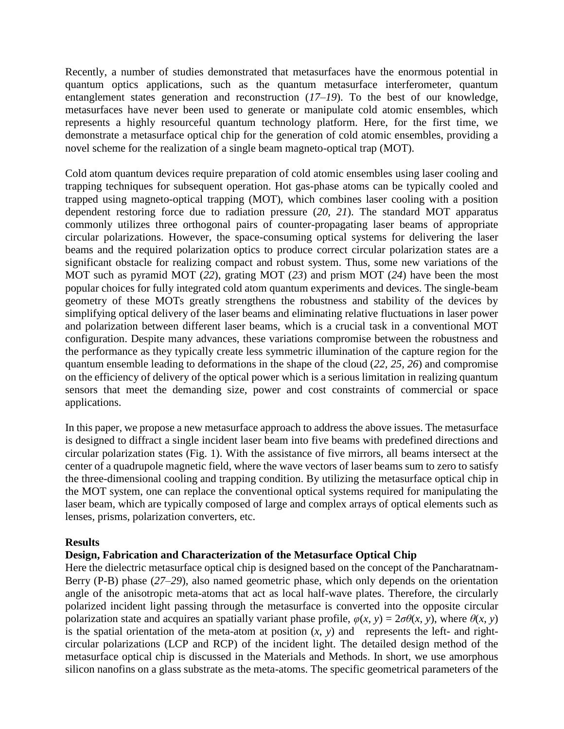Recently, a number of studies demonstrated that metasurfaces have the enormous potential in quantum optics applications, such as the quantum metasurface interferometer, quantum entanglement states generation and reconstruction (*17–19*). To the best of our knowledge, metasurfaces have never been used to generate or manipulate cold atomic ensembles, which represents a highly resourceful quantum technology platform. Here, for the first time, we demonstrate a metasurface optical chip for the generation of cold atomic ensembles, providing a novel scheme for the realization of a single beam magneto-optical trap (MOT).

Cold atom quantum devices require preparation of cold atomic ensembles using laser cooling and trapping techniques for subsequent operation. Hot gas-phase atoms can be typically cooled and trapped using magneto-optical trapping (MOT), which combines laser cooling with a position dependent restoring force due to radiation pressure (*20, 21*). The standard MOT apparatus commonly utilizes three orthogonal pairs of counter-propagating laser beams of appropriate circular polarizations. However, the space-consuming optical systems for delivering the laser beams and the required polarization optics to produce correct circular polarization states are a significant obstacle for realizing compact and robust system. Thus, some new variations of the MOT such as pyramid MOT (*22*), grating MOT (*23*) and prism MOT (*24*) have been the most popular choices for fully integrated cold atom quantum experiments and devices. The single-beam geometry of these MOTs greatly strengthens the robustness and stability of the devices by simplifying optical delivery of the laser beams and eliminating relative fluctuations in laser power and polarization between different laser beams, which is a crucial task in a conventional MOT configuration. Despite many advances, these variations compromise between the robustness and the performance as they typically create less symmetric illumination of the capture region for the quantum ensemble leading to deformations in the shape of the cloud (*22, 25, 26*) and compromise on the efficiency of delivery of the optical power which is a serious limitation in realizing quantum sensors that meet the demanding size, power and cost constraints of commercial or space applications.

In this paper, we propose a new metasurface approach to address the above issues. The metasurface is designed to diffract a single incident laser beam into five beams with predefined directions and circular polarization states (Fig. 1). With the assistance of five mirrors, all beams intersect at the center of a quadrupole magnetic field, where the wave vectors of laser beams sum to zero to satisfy the three-dimensional cooling and trapping condition. By utilizing the metasurface optical chip in the MOT system, one can replace the conventional optical systems required for manipulating the laser beam, which are typically composed of large and complex arrays of optical elements such as lenses, prisms, polarization converters, etc.

## Results

### Design, Fabrication and Characterization of the Metasurface Optical Chip

Here the dielectric metasurface optical chip is designed based on the concept of the Pancharatnam-Berry (P-B) phase (*27–29*), also named geometric phase, which only depends on the orientation angle of the anisotropic meta-atoms that act as local half-wave plates. Therefore, the circularly polarized incident light passing through the metasurface is converted into the opposite circular polarization state and acquires an spatially variant phase profile, $\varphi(x, y) = 2\sigma\theta(x, y)$, where $\theta(x, y)$ is the spatial orientation of the meta-atom at position $(x, y)$ and represents the left- and right-circular polarizations (LCP and RCP) of the incident light. The detailed design method of the metasurface optical chip is discussed in the Materials and Methods. In short, we use amorphous silicon nanofins on a glass substrate as the meta-atoms. The specific geometrical parameters of the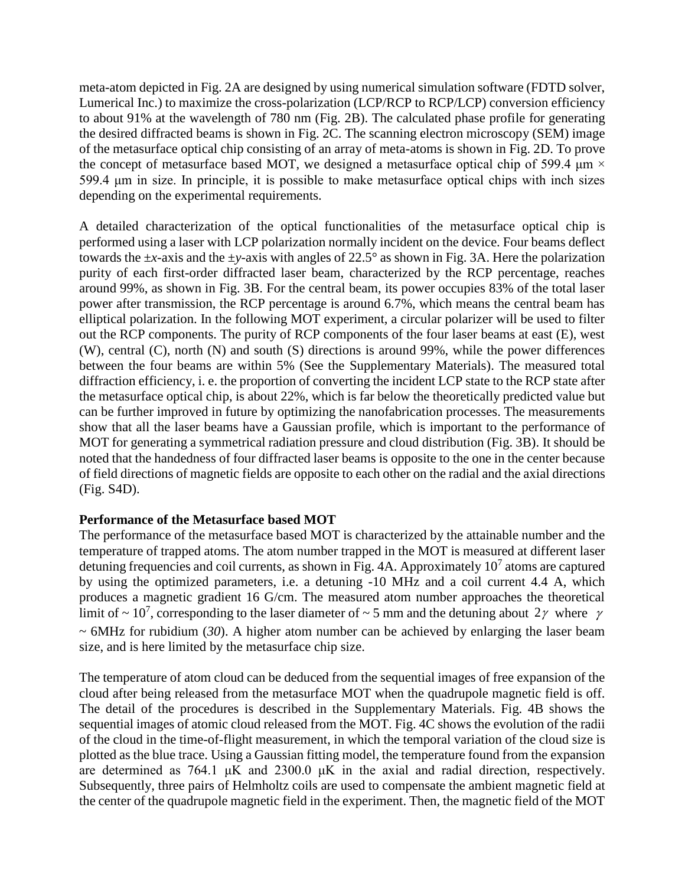meta-atom depicted in Fig. 2A are designed by using numerical simulation software (FDTD solver, Lumerical Inc.) to maximize the cross-polarization (LCP/RCP to RCP/LCP) conversion efficiency to about 91% at the wavelength of 780 nm (Fig. 2B). The calculated phase profile for generating the desired diffracted beams is shown in Fig. 2C. The scanning electron microscopy (SEM) image of the metasurface optical chip consisting of an array of meta-atoms is shown in Fig. 2D. To prove the concept of metasurface based MOT, we designed a metasurface optical chip of 599.4 μm × 599.4 μm in size. In principle, it is possible to make metasurface optical chips with inch sizes depending on the experimental requirements.

A detailed characterization of the optical functionalities of the metasurface optical chip is performed using a laser with LCP polarization normally incident on the device. Four beams deflect towards the ±*x*-axis and the ±*y*-axis with angles of 22.5° as shown in Fig. 3A. Here the polarization purity of each first-order diffracted laser beam, characterized by the RCP percentage, reaches around 99%, as shown in Fig. 3B. For the central beam, its power occupies 83% of the total laser power after transmission, the RCP percentage is around 6.7%, which means the central beam has elliptical polarization. In the following MOT experiment, a circular polarizer will be used to filter out the RCP components. The purity of RCP components of the four laser beams at east (E), west (W), central (C), north (N) and south (S) directions is around 99%, while the power differences between the four beams are within 5% (See the Supplementary Materials). The measured total diffraction efficiency, i. e. the proportion of converting the incident LCP state to the RCP state after the metasurface optical chip, is about 22%, which is far below the theoretically predicted value but can be further improved in future by optimizing the nanofabrication processes. The measurements show that all the laser beams have a Gaussian profile, which is important to the performance of MOT for generating a symmetrical radiation pressure and cloud distribution (Fig. 3B). It should be noted that the handedness of four diffracted laser beams is opposite to the one in the center because of field directions of magnetic fields are opposite to each other on the radial and the axial directions (Fig. S4D).

**Performance of the Metasurface based MOT**

The performance of the metasurface based MOT is characterized by the attainable number and the temperature of trapped atoms. The atom number trapped in the MOT is measured at different laser detuning frequencies and coil currents, as shown in Fig. 4A. Approximately $10^7$ atoms are captured by using the optimized parameters, i.e. a detuning -10 MHz and a coil current 4.4 A, which produces a magnetic gradient 16 G/cm. The measured atom number approaches the theoretical limit of ~ $10^7$, corresponding to the laser diameter of ~ 5 mm and the detuning about $2\gamma$ where $\gamma$ ~ 6MHz for rubidium (*30*). A higher atom number can be achieved by enlarging the laser beam size, and is here limited by the metasurface chip size.

The temperature of atom cloud can be deduced from the sequential images of free expansion of the cloud after being released from the metasurface MOT when the quadrupole magnetic field is off. The detail of the procedures is described in the Supplementary Materials. Fig. 4B shows the sequential images of atomic cloud released from the MOT. Fig. 4C shows the evolution of the radii of the cloud in the time-of-flight measurement, in which the temporal variation of the cloud size is plotted as the blue trace. Using a Gaussian fitting model, the temperature found from the expansion are determined as 764.1 μK and 2300.0 μK in the axial and radial direction, respectively. Subsequently, three pairs of Helmholtz coils are used to compensate the ambient magnetic field at the center of the quadrupole magnetic field in the experiment. Then, the magnetic field of the MOT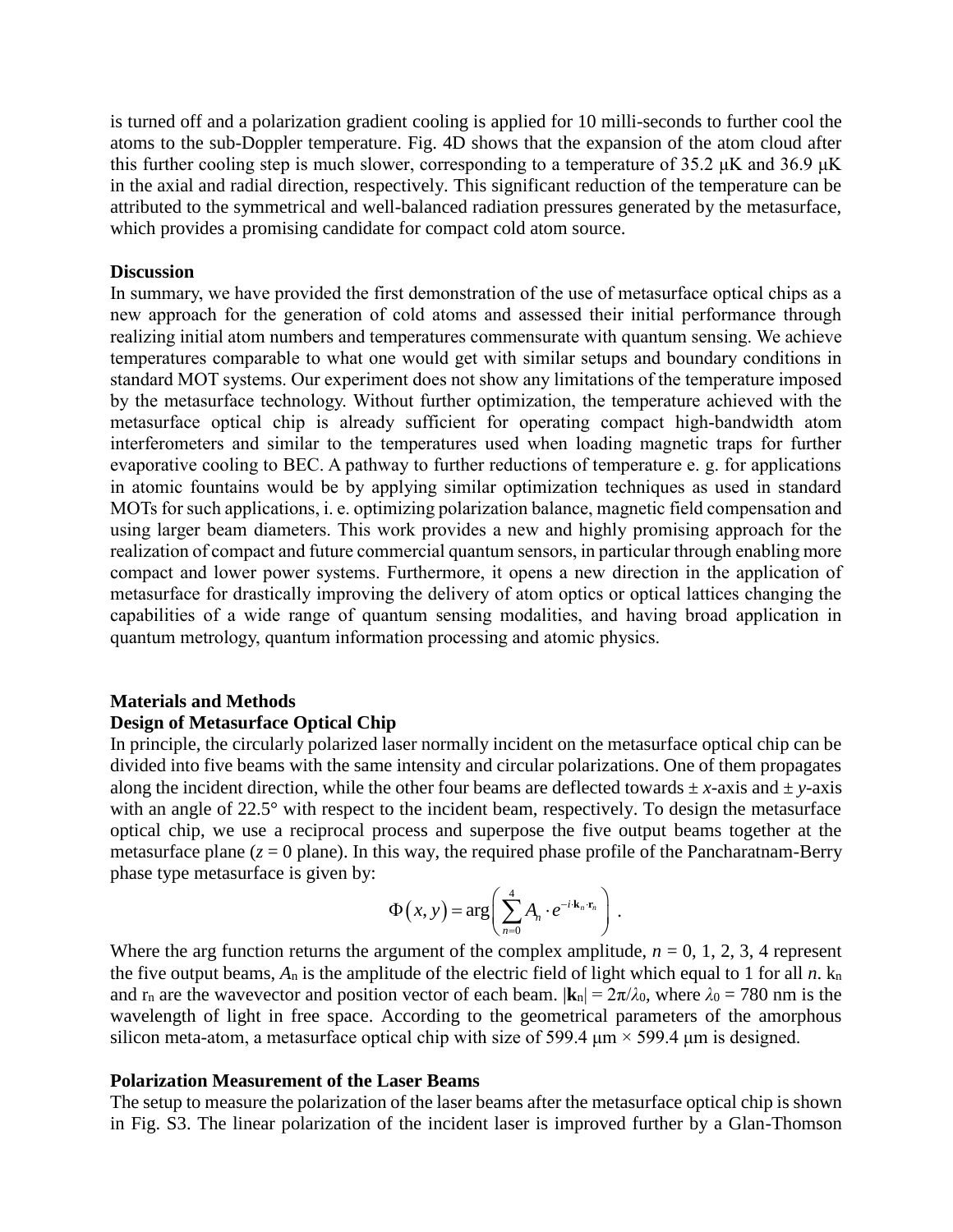is turned off and a polarization gradient cooling is applied for 10 milli-seconds to further cool the atoms to the sub-Doppler temperature. Fig. 4D shows that the expansion of the atom cloud after this further cooling step is much slower, corresponding to a temperature of 35.2 μK and 36.9 μK in the axial and radial direction, respectively. This significant reduction of the temperature can be attributed to the symmetrical and well-balanced radiation pressures generated by the metasurface, which provides a promising candidate for compact cold atom source.

## Discussion

In summary, we have provided the first demonstration of the use of metasurface optical chips as a new approach for the generation of cold atoms and assessed their initial performance through realizing initial atom numbers and temperatures commensurate with quantum sensing. We achieve temperatures comparable to what one would get with similar setups and boundary conditions in standard MOT systems. Our experiment does not show any limitations of the temperature imposed by the metasurface technology. Without further optimization, the temperature achieved with the metasurface optical chip is already sufficient for operating compact high-bandwidth atom interferometers and similar to the temperatures used when loading magnetic traps for further evaporative cooling to BEC. A pathway to further reductions of temperature e. g. for applications in atomic fountains would be by applying similar optimization techniques as used in standard MOTs for such applications, i. e. optimizing polarization balance, magnetic field compensation and using larger beam diameters. This work provides a new and highly promising approach for the realization of compact and future commercial quantum sensors, in particular through enabling more compact and lower power systems. Furthermore, it opens a new direction in the application of metasurface for drastically improving the delivery of atom optics or optical lattices changing the capabilities of a wide range of quantum sensing modalities, and having broad application in quantum metrology, quantum information processing and atomic physics.

## Materials and Methods

### Design of Metasurface Optical Chip

In principle, the circularly polarized laser normally incident on the metasurface optical chip can be divided into five beams with the same intensity and circular polarizations. One of them propagates along the incident direction, while the other four beams are deflected towards ± *x*-axis and ± *y*-axis with an angle of 22.5° with respect to the incident beam, respectively. To design the metasurface optical chip, we use a reciprocal process and superpose the five output beams together at the metasurface plane ($z = 0$ plane). In this way, the required phase profile of the Pancharatnam-Berry phase type metasurface is given by:

$$\Phi(x, y) = \arg\left(\sum_{n=0}^{4} A_n \cdot e^{-i \cdot \mathbf{k}_n \cdot \mathbf{r}_n}\right) .$$

Where the arg function returns the argument of the complex amplitude, $n = 0, 1, 2, 3, 4$ represent the five output beams, $A_n$ is the amplitude of the electric field of light which equal to 1 for all $n$. $k_n$ and $r_n$ are the wavevector and position vector of each beam. $|\mathbf{k}_n| = 2\pi/\lambda_0$, where $\lambda_0 = 780$ nm is the wavelength of light in free space. According to the geometrical parameters of the amorphous silicon meta-atom, a metasurface optical chip with size of 599.4 μm × 599.4 μm is designed.

### Polarization Measurement of the Laser Beams

The setup to measure the polarization of the laser beams after the metasurface optical chip is shown in Fig. S3. The linear polarization of the incident laser is improved further by a Glan-Thomson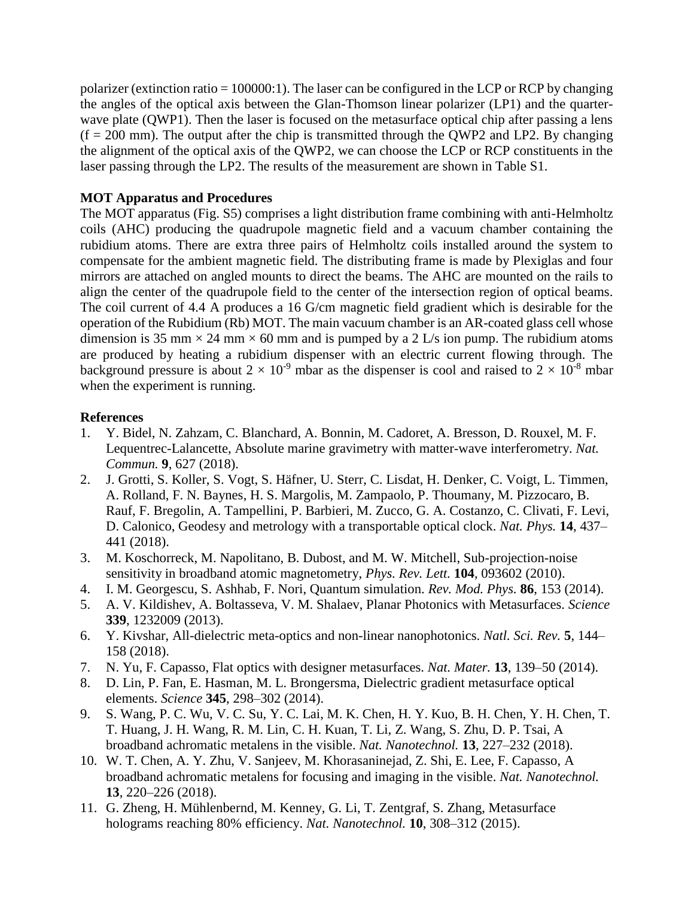polarizer (extinction ratio = 100000:1). The laser can be configured in the LCP or RCP by changing the angles of the optical axis between the Glan-Thomson linear polarizer (LP1) and the quarter-wave plate (QWP1). Then the laser is focused on the metasurface optical chip after passing a lens (f = 200 mm). The output after the chip is transmitted through the QWP2 and LP2. By changing the alignment of the optical axis of the QWP2, we can choose the LCP or RCP constituents in the laser passing through the LP2. The results of the measurement are shown in Table S1.

**MOT Apparatus and Procedures**

The MOT apparatus (Fig. S5) comprises a light distribution frame combining with anti-Helmholtz coils (AHC) producing the quadrupole magnetic field and a vacuum chamber containing the rubidium atoms. There are extra three pairs of Helmholtz coils installed around the system to compensate for the ambient magnetic field. The distributing frame is made by Plexiglas and four mirrors are attached on angled mounts to direct the beams. The AHC are mounted on the rails to align the center of the quadrupole field to the center of the intersection region of optical beams. The coil current of 4.4 A produces a 16 G/cm magnetic field gradient which is desirable for the operation of the Rubidium (Rb) MOT. The main vacuum chamber is an AR-coated glass cell whose dimension is 35 mm × 24 mm × 60 mm and is pumped by a 2 L/s ion pump. The rubidium atoms are produced by heating a rubidium dispenser with an electric current flowing through. The background pressure is about $2 \times 10^{-9}$ mbar as the dispenser is cool and raised to $2 \times 10^{-8}$ mbar when the experiment is running.

**References**

1. Y. Bidel, N. Zahzam, C. Blanchard, A. Bonnin, M. Cadoret, A. Bresson, D. Rouxel, M. F. Lequentrec-Lalancette, Absolute marine gravimetry with matter-wave interferometry. *Nat. Commun.* **9**, 627 (2018).
2. J. Grotti, S. Koller, S. Vogt, S. Häfner, U. Sterr, C. Lisdat, H. Denker, C. Voigt, L. Timmen, A. Rolland, F. N. Baynes, H. S. Margolis, M. Zampaolo, P. Thoumany, M. Pizzocaro, B. Rauf, F. Bregolin, A. Tampellini, P. Barbieri, M. Zucco, G. A. Costanzo, C. Clivati, F. Levi, D. Calonico, Geodesy and metrology with a transportable optical clock. *Nat. Phys.* **14**, 437–441 (2018).
3. M. Koschorreck, M. Napolitano, B. Dubost, and M. W. Mitchell, Sub-projection-noise sensitivity in broadband atomic magnetometry, *Phys. Rev. Lett.* **104**, 093602 (2010).
4. I. M. Georgescu, S. Ashhab, F. Nori, Quantum simulation. *Rev. Mod. Phys.* **86**, 153 (2014).
5. A. V. Kildishev, A. Boltasseva, V. M. Shalaev, Planar Photonics with Metasurfaces. *Science* **339**, 1232009 (2013).
6. Y. Kivshar, All-dielectric meta-optics and non-linear nanophotonics. *Natl. Sci. Rev.* **5**, 144–158 (2018).
7. N. Yu, F. Capasso, Flat optics with designer metasurfaces. *Nat. Mater.* **13**, 139–50 (2014).
8. D. Lin, P. Fan, E. Hasman, M. L. Brongersma, Dielectric gradient metasurface optical elements. *Science* **345**, 298–302 (2014).
9. S. Wang, P. C. Wu, V. C. Su, Y. C. Lai, M. K. Chen, H. Y. Kuo, B. H. Chen, Y. H. Chen, T. T. Huang, J. H. Wang, R. M. Lin, C. H. Kuan, T. Li, Z. Wang, S. Zhu, D. P. Tsai, A broadband achromatic metalens in the visible. *Nat. Nanotechnol.* **13**, 227–232 (2018).
10. W. T. Chen, A. Y. Zhu, V. Sanjeev, M. Khorasaninejad, Z. Shi, E. Lee, F. Capasso, A broadband achromatic metalens for focusing and imaging in the visible. *Nat. Nanotechnol.* **13**, 220–226 (2018).
11. G. Zheng, H. Mühlenbernd, M. Kenney, G. Li, T. Zentgraf, S. Zhang, Metasurface holograms reaching 80% efficiency. *Nat. Nanotechnol.* **10**, 308–312 (2015).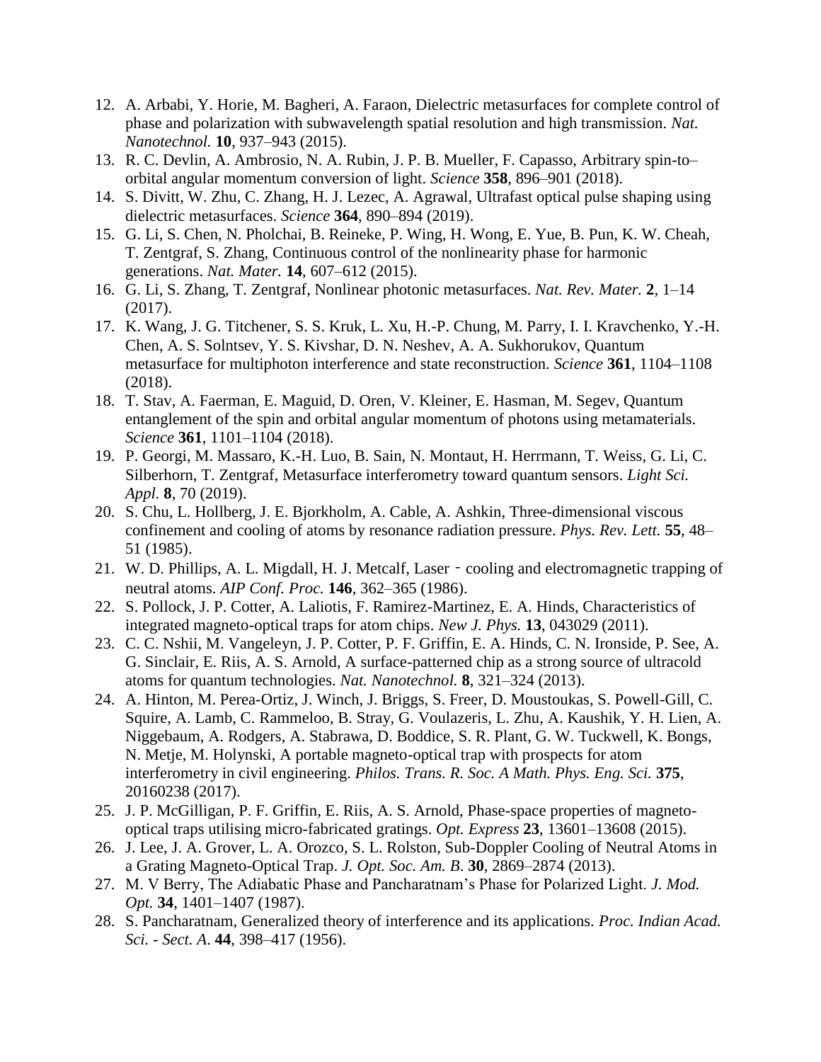12. A. Arbabi, Y. Horie, M. Bagheri, A. Faraon, Dielectric metasurfaces for complete control of phase and polarization with subwavelength spatial resolution and high transmission. *Nat. Nanotechnol.* **10**, 937–943 (2015).
13. R. C. Devlin, A. Ambrosio, N. A. Rubin, J. P. B. Mueller, F. Capasso, Arbitrary spin-to–orbital angular momentum conversion of light. *Science* **358**, 896–901 (2018).
14. S. Divitt, W. Zhu, C. Zhang, H. J. Lezec, A. Agrawal, Ultrafast optical pulse shaping using dielectric metasurfaces. *Science* **364**, 890–894 (2019).
15. G. Li, S. Chen, N. Pholchai, B. Reineke, P. Wing, H. Wong, E. Yue, B. Pun, K. W. Cheah, T. Zentgraf, S. Zhang, Continuous control of the nonlinearity phase for harmonic generations. *Nat. Mater.* **14**, 607–612 (2015).
16. G. Li, S. Zhang, T. Zentgraf, Nonlinear photonic metasurfaces. *Nat. Rev. Mater.* **2**, 1–14 (2017).
17. K. Wang, J. G. Titchener, S. S. Kruk, L. Xu, H.-P. Chung, M. Parry, I. I. Kravchenko, Y.-H. Chen, A. S. Solntsev, Y. S. Kivshar, D. N. Neshev, A. A. Sukhorukov, Quantum metasurface for multiphoton interference and state reconstruction. *Science* **361**, 1104–1108 (2018).
18. T. Stav, A. Faerman, E. Maguid, D. Oren, V. Kleiner, E. Hasman, M. Segev, Quantum entanglement of the spin and orbital angular momentum of photons using metamaterials. *Science* **361**, 1101–1104 (2018).
19. P. Georgi, M. Massaro, K.-H. Luo, B. Sain, N. Montaut, H. Herrmann, T. Weiss, G. Li, C. Silberhorn, T. Zentgraf, Metasurface interferometry toward quantum sensors. *Light Sci. Appl.* **8**, 70 (2019).
20. S. Chu, L. Hollberg, J. E. Bjorkholm, A. Cable, A. Ashkin, Three-dimensional viscous confinement and cooling of atoms by resonance radiation pressure. *Phys. Rev. Lett.* **55**, 48–51 (1985).
21. W. D. Phillips, A. L. Migdall, H. J. Metcalf, Laser‐cooling and electromagnetic trapping of neutral atoms. *AIP Conf. Proc.* **146**, 362–365 (1986).
22. S. Pollock, J. P. Cotter, A. Laliotis, F. Ramirez-Martinez, E. A. Hinds, Characteristics of integrated magneto-optical traps for atom chips. *New J. Phys.* **13**, 043029 (2011).
23. C. C. Nshii, M. Vangeleyn, J. P. Cotter, P. F. Griffin, E. A. Hinds, C. N. Ironside, P. See, A. G. Sinclair, E. Riis, A. S. Arnold, A surface-patterned chip as a strong source of ultracold atoms for quantum technologies. *Nat. Nanotechnol.* **8**, 321–324 (2013).
24. A. Hinton, M. Perea-Ortiz, J. Winch, J. Briggs, S. Freer, D. Moustoukas, S. Powell-Gill, C. Squire, A. Lamb, C. Rammeloo, B. Stray, G. Voulazeris, L. Zhu, A. Kaushik, Y. H. Lien, A. Niggebaum, A. Rodgers, A. Stabrawa, D. Boddice, S. R. Plant, G. W. Tuckwell, K. Bongs, N. Metje, M. Holynski, A portable magneto-optical trap with prospects for atom interferometry in civil engineering. *Philos. Trans. R. Soc. A Math. Phys. Eng. Sci.* **375**, 20160238 (2017).
25. J. P. McGilligan, P. F. Griffin, E. Riis, A. S. Arnold, Phase-space properties of magneto-optical traps utilising micro-fabricated gratings. *Opt. Express* **23**, 13601–13608 (2015).
26. J. Lee, J. A. Grover, L. A. Orozco, S. L. Rolston, Sub-Doppler Cooling of Neutral Atoms in a Grating Magneto-Optical Trap. *J. Opt. Soc. Am. B.* **30**, 2869–2874 (2013).
27. M. V Berry, The Adiabatic Phase and Pancharatnam's Phase for Polarized Light. *J. Mod. Opt.* **34**, 1401–1407 (1987).
28. S. Pancharatnam, Generalized theory of interference and its applications. *Proc. Indian Acad. Sci. - Sect. A.* **44**, 398–417 (1956).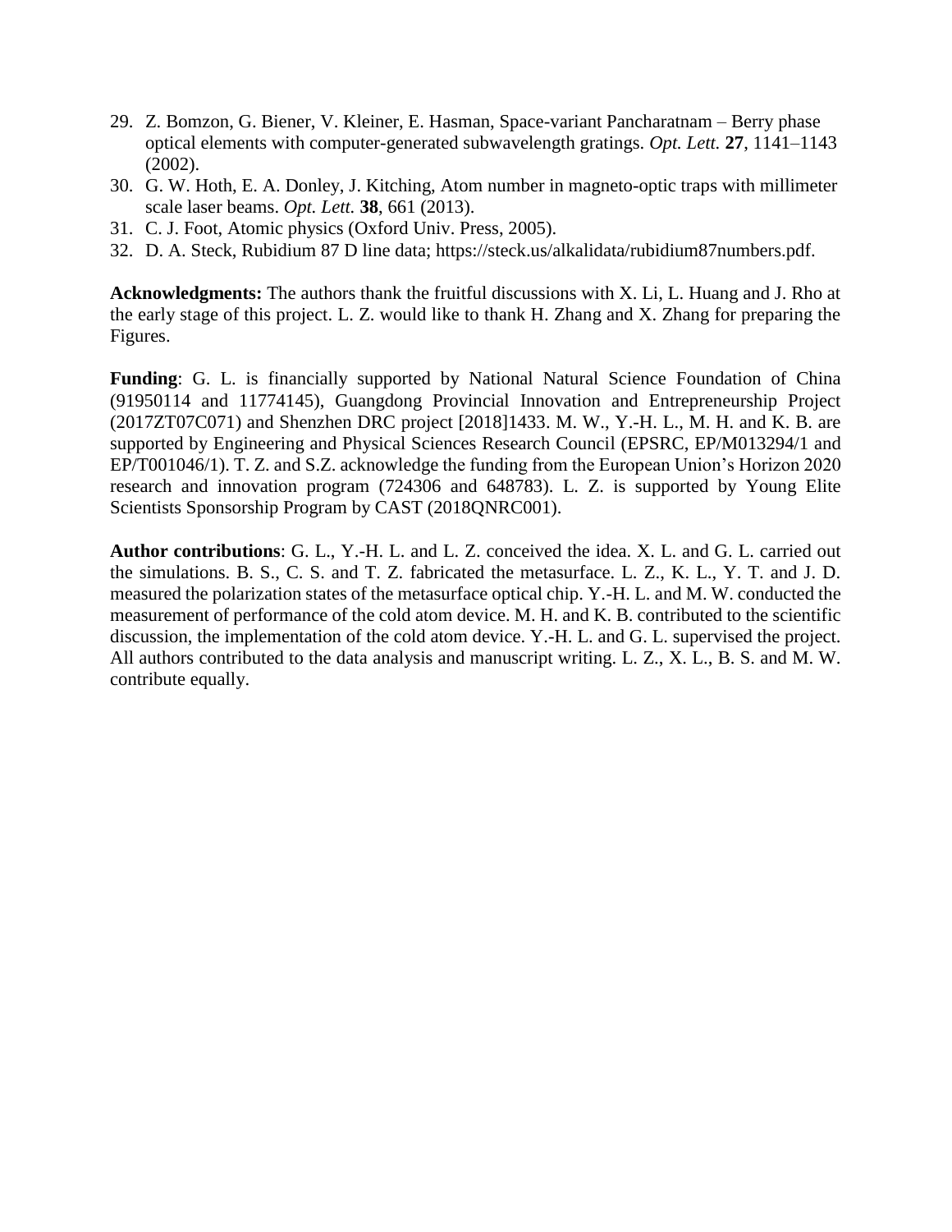29. Z. Bomzon, G. Biener, V. Kleiner, E. Hasman, Space-variant Pancharatnam – Berry phase optical elements with computer-generated subwavelength gratings. *Opt. Lett.* **27**, 1141–1143 (2002).
30. G. W. Hoth, E. A. Donley, J. Kitching, Atom number in magneto-optic traps with millimeter scale laser beams. *Opt. Lett.* **38**, 661 (2013).
31. C. J. Foot, Atomic physics (Oxford Univ. Press, 2005).
32. D. A. Steck, Rubidium 87 D line data; https://steck.us/alkalidata/rubidium87numbers.pdf.

**Acknowledgments:** The authors thank the fruitful discussions with X. Li, L. Huang and J. Rho at the early stage of this project. L. Z. would like to thank H. Zhang and X. Zhang for preparing the Figures.

**Funding**: G. L. is financially supported by National Natural Science Foundation of China (91950114 and 11774145), Guangdong Provincial Innovation and Entrepreneurship Project (2017ZT07C071) and Shenzhen DRC project [2018]1433. M. W., Y.-H. L., M. H. and K. B. are supported by Engineering and Physical Sciences Research Council (EPSRC, EP/M013294/1 and EP/T001046/1). T. Z. and S.Z. acknowledge the funding from the European Union's Horizon 2020 research and innovation program (724306 and 648783). L. Z. is supported by Young Elite Scientists Sponsorship Program by CAST (2018QNRC001).

**Author contributions**: G. L., Y.-H. L. and L. Z. conceived the idea. X. L. and G. L. carried out the simulations. B. S., C. S. and T. Z. fabricated the metasurface. L. Z., K. L., Y. T. and J. D. measured the polarization states of the metasurface optical chip. Y.-H. L. and M. W. conducted the measurement of performance of the cold atom device. M. H. and K. B. contributed to the scientific discussion, the implementation of the cold atom device. Y.-H. L. and G. L. supervised the project. All authors contributed to the data analysis and manuscript writing. L. Z., X. L., B. S. and M. W. contribute equally.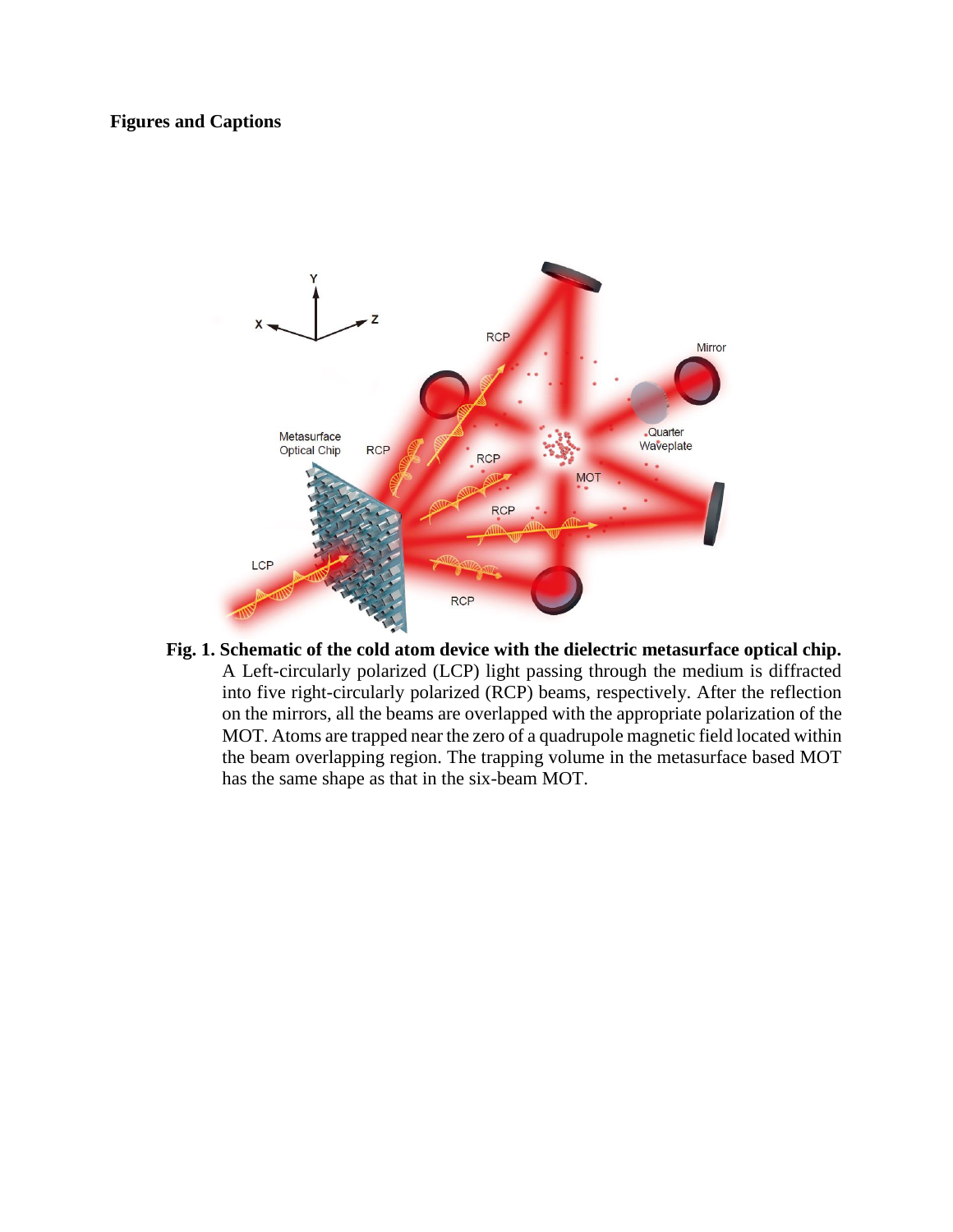**Figures and Captions**

**Fig. 1. Schematic of the cold atom device with the dielectric metasurface optical chip.** A Left-circularly polarized (LCP) light passing through the medium is diffracted into five right-circularly polarized (RCP) beams, respectively. After the reflection on the mirrors, all the beams are overlapped with the appropriate polarization of the MOT. Atoms are trapped near the zero of a quadrupole magnetic field located within the beam overlapping region. The trapping volume in the metasurface based MOT has the same shape as that in the six-beam MOT.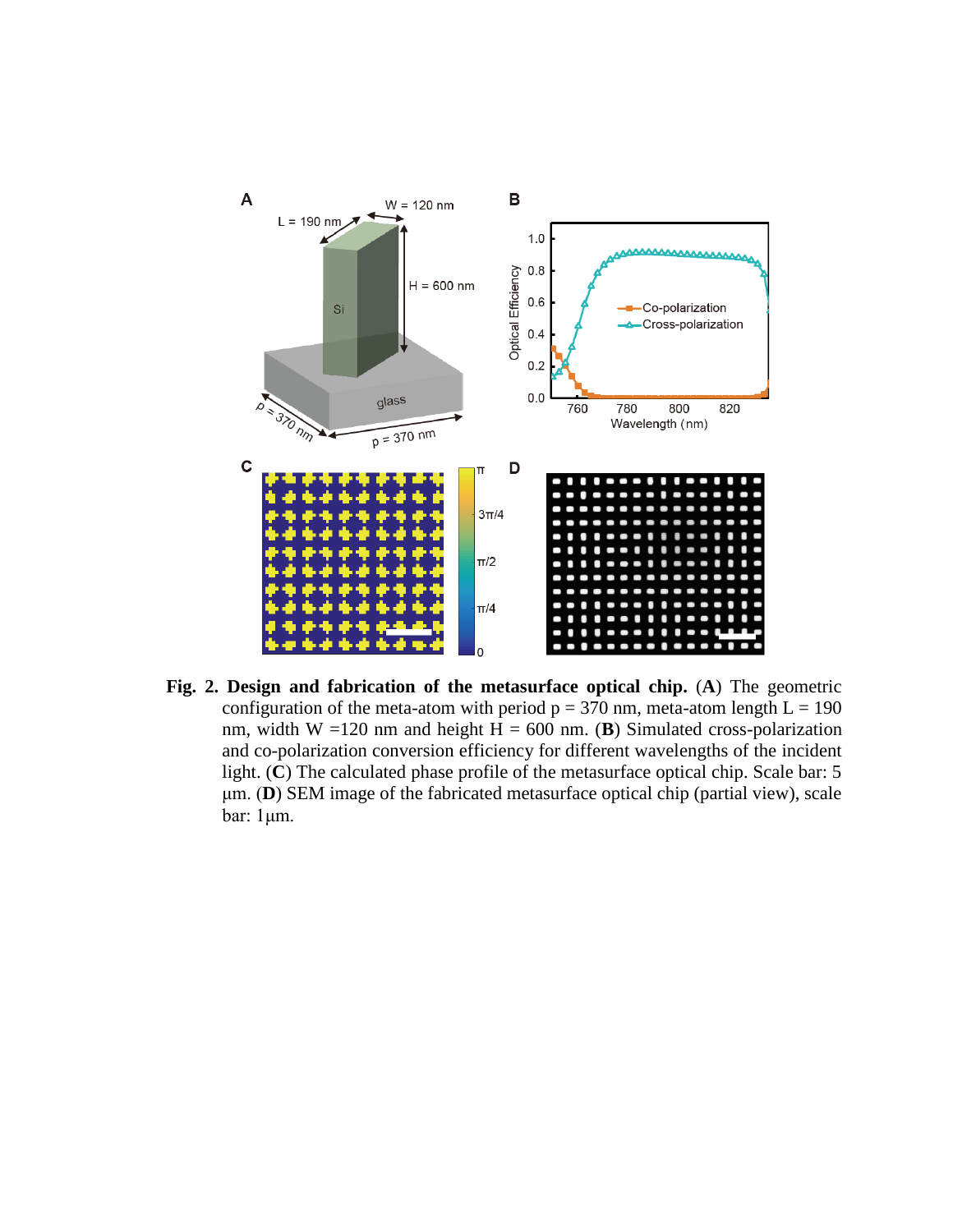**Fig. 2. Design and fabrication of the metasurface optical chip.** (**A**) The geometric configuration of the meta-atom with period p = 370 nm, meta-atom length L = 190 nm, width W =120 nm and height H = 600 nm. (**B**) Simulated cross-polarization and co-polarization conversion efficiency for different wavelengths of the incident light. (**C**) The calculated phase profile of the metasurface optical chip. Scale bar: 5 μm. (**D**) SEM image of the fabricated metasurface optical chip (partial view), scale bar: 1μm.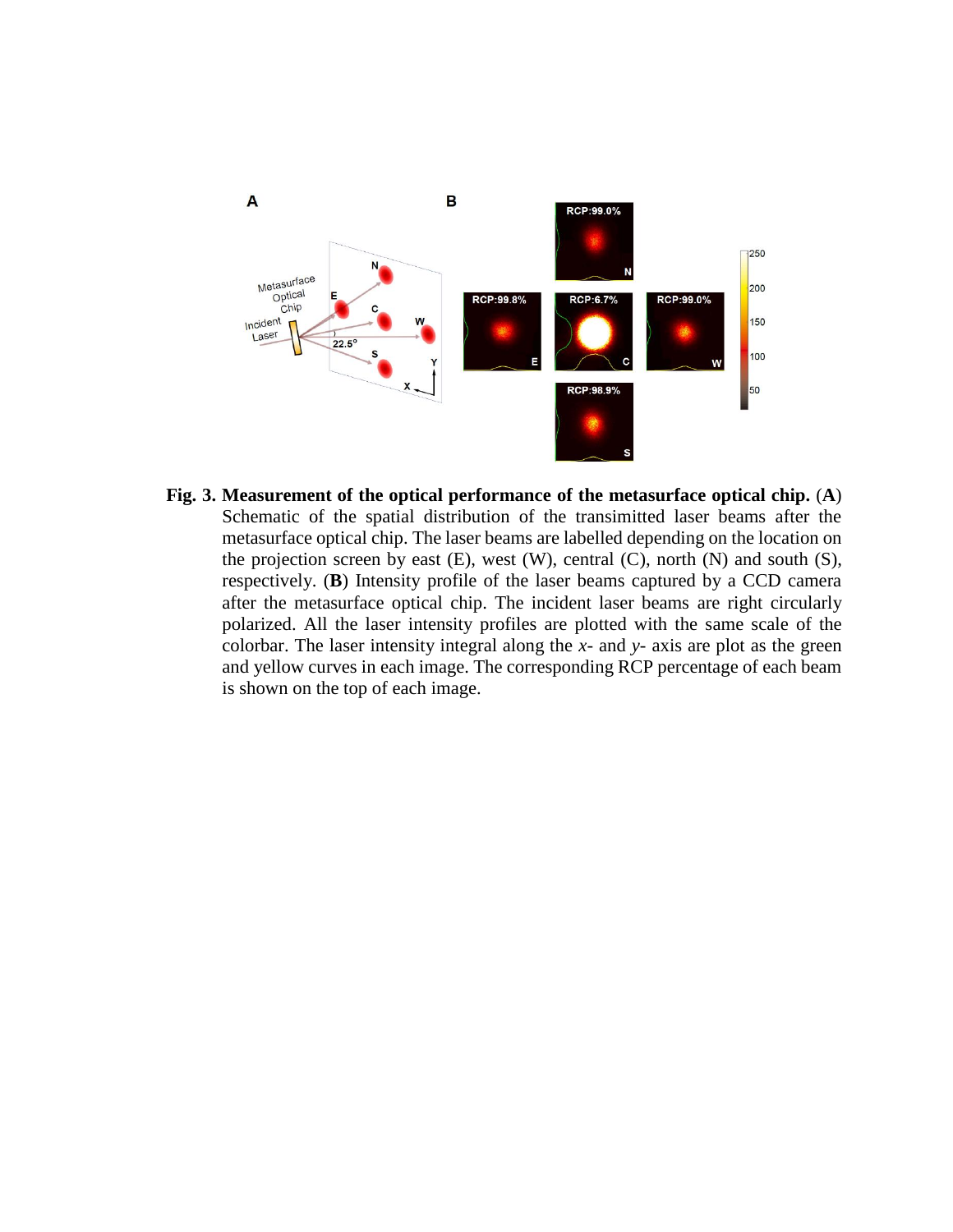**Fig. 3. Measurement of the optical performance of the metasurface optical chip.** (**A**) Schematic of the spatial distribution of the transimitted laser beams after the metasurface optical chip. The laser beams are labelled depending on the location on the projection screen by east (E), west (W), central (C), north (N) and south (S), respectively. (**B**) Intensity profile of the laser beams captured by a CCD camera after the metasurface optical chip. The incident laser beams are right circularly polarized. All the laser intensity profiles are plotted with the same scale of the colorbar. The laser intensity integral along the *x*- and *y*- axis are plot as the green and yellow curves in each image. The corresponding RCP percentage of each beam is shown on the top of each image.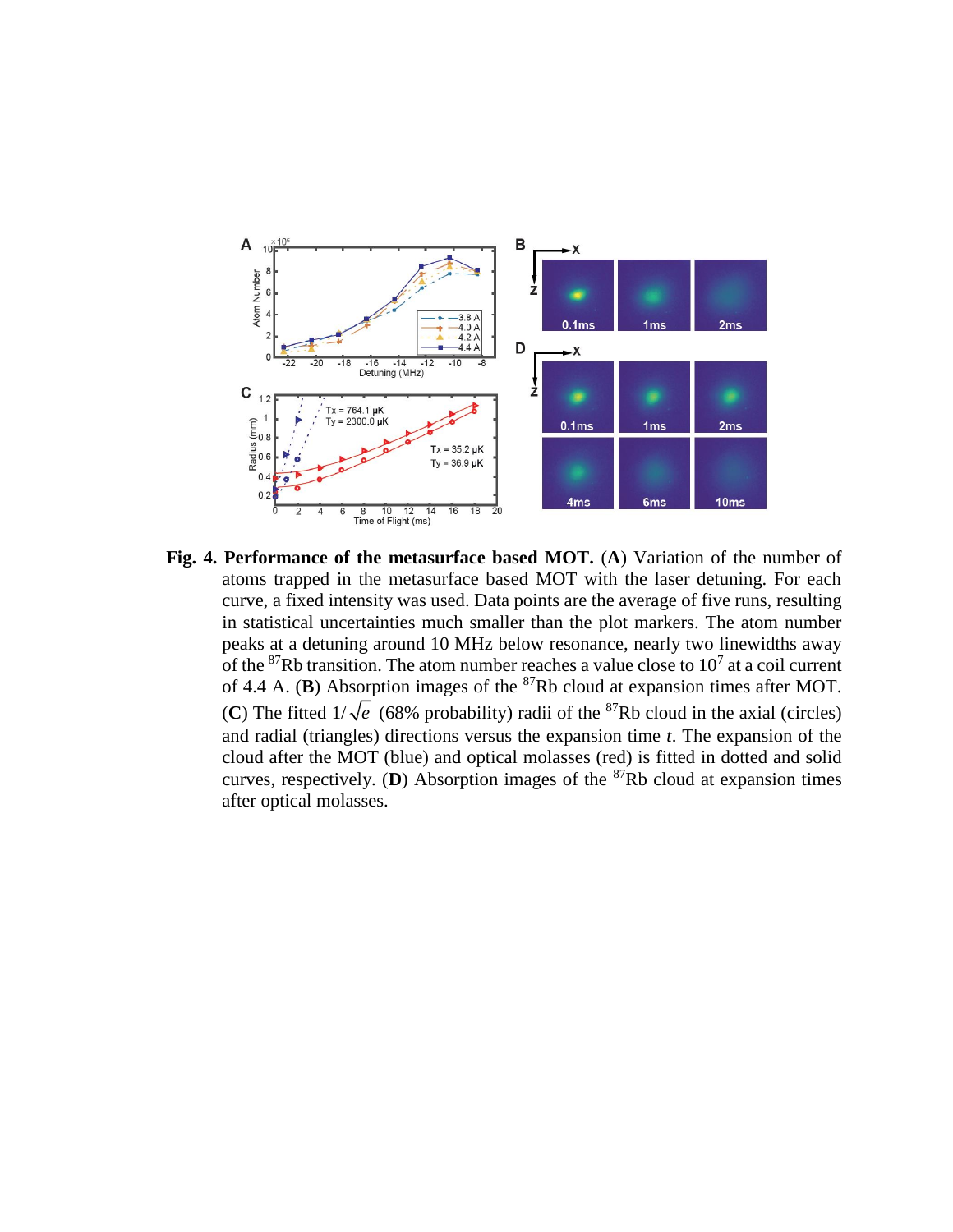A
×10⁶
10
8
6
4
2
0
Atom Number
-22 -20 -18 -16 -14 -12 -10 -8
Detuning (MHz)
3.8 A
4.0 A
4.2 A
4.4 A

B
X
Z
0.1ms
1ms
2ms

C
1.2
1
0.8
0.6
0.4
0.2
Radius (mm)
Tx = 764.1 μK
Ty = 2300.0 μK
Tx = 35.2 μK
Ty = 36.9 μK
0 2 4 6 8 10 12 14 16 18 20
Time of Flight (ms)

D
X
Z
0.1ms
1ms
2ms
4ms
6ms
10ms

**Fig. 4. Performance of the metasurface based MOT.** (**A**) Variation of the number of atoms trapped in the metasurface based MOT with the laser detuning. For each curve, a fixed intensity was used. Data points are the average of five runs, resulting in statistical uncertainties much smaller than the plot markers. The atom number peaks at a detuning around 10 MHz below resonance, nearly two linewidths away of the $^{87}$Rb transition. The atom number reaches a value close to $10^7$ at a coil current of 4.4 A. (**B**) Absorption images of the $^{87}$Rb cloud at expansion times after MOT. (**C**) The fitted $1/\sqrt{e}$ (68% probability) radii of the $^{87}$Rb cloud in the axial (circles) and radial (triangles) directions versus the expansion time *t*. The expansion of the cloud after the MOT (blue) and optical molasses (red) is fitted in dotted and solid curves, respectively. (**D**) Absorption images of the $^{87}$Rb cloud at expansion times after optical molasses.